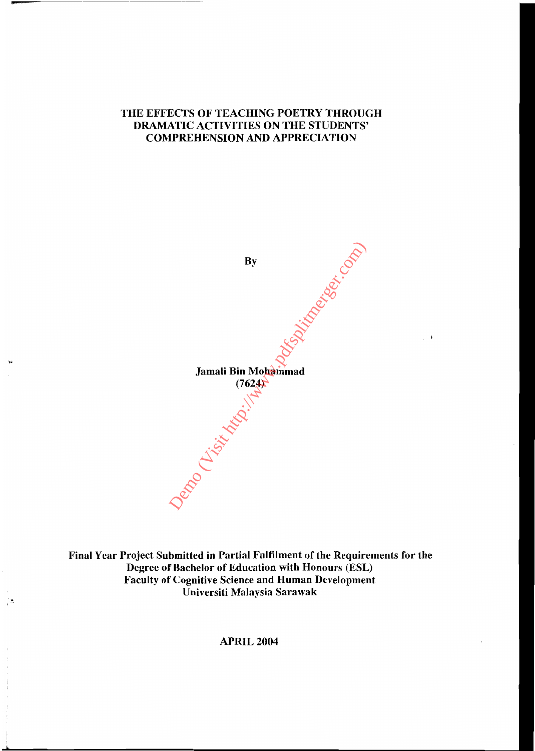# THE EFFECTS OF TEACHING POETRY THROUGH DRAMATIC ACTIVITIES ON THE STUDENTS' COMPREHENSION AND APPRECIATION

**By**

**Jamali Bin Mohammad**
**(7624)**

**Final Year Project Submitted in Partial Fulfilment of the Requirements for the Degree of Bachelor of Education with Honours (ESL)**
**Faculty of Cognitive Science and Human Development**
**Universiti Malaysia Sarawak**

**APRIL 2004**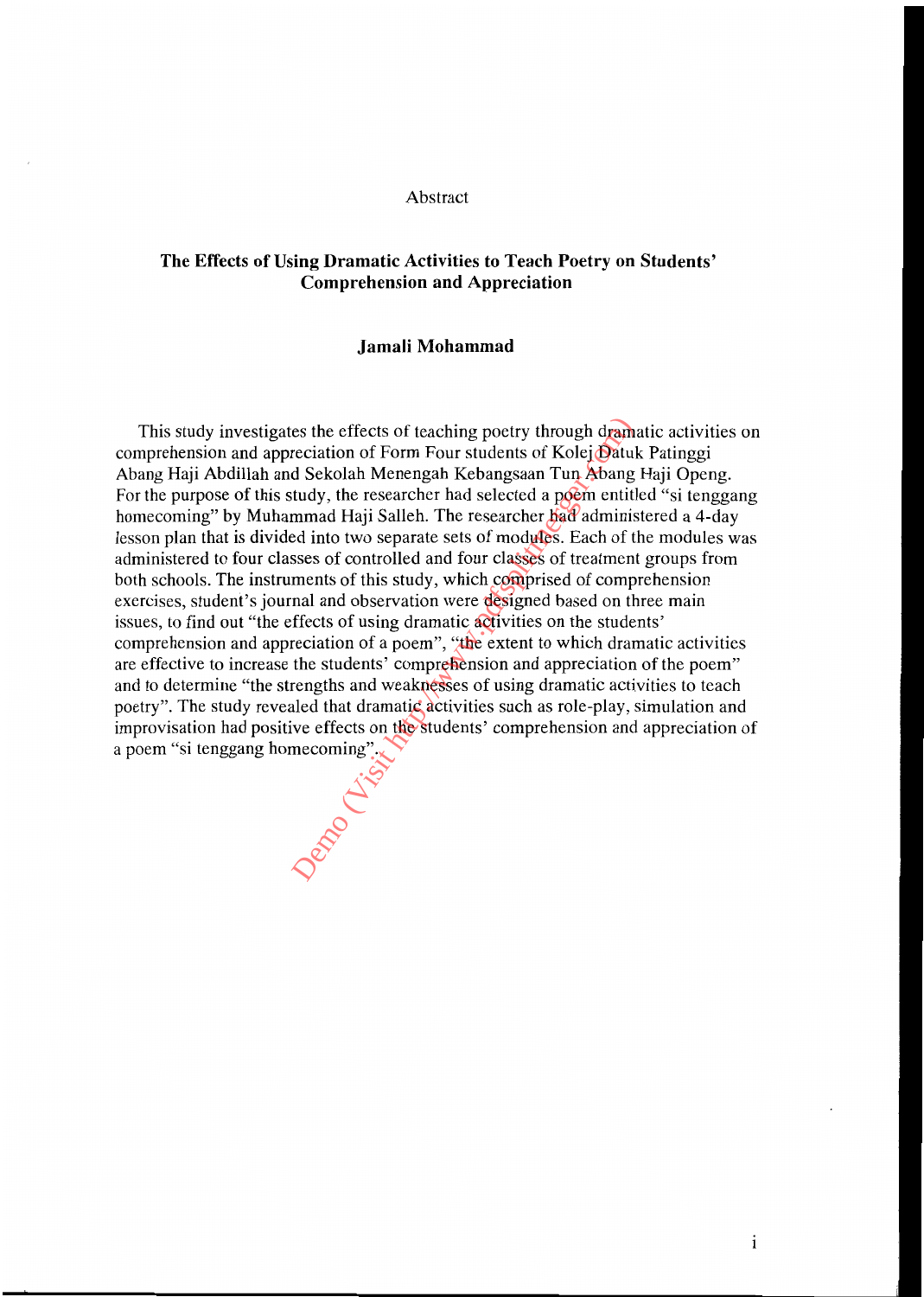Abstract

**The Effects of Using Dramatic Activities to Teach Poetry on Students' Comprehension and Appreciation**

**Jamali Mohammad**

This study investigates the effects of teaching poetry through dramatic activities on comprehension and appreciation of Form Four students of Kolej Datuk Patinggi Abang Haji Abdillah and Sekolah Menengah Kebangsaan Tun Abang Haji Openg. For the purpose of this study, the researcher had selected a poem entitled "si tenggang homecoming" by Muhammad Haji Salleh. The researcher had administered a 4-day lesson plan that is divided into two separate sets of modules. Each of the modules was administered to four classes of controlled and four classes of treatment groups from both schools. The instruments of this study, which comprised of comprehension exercises, student's journal and observation were designed based on three main issues, to find out "the effects of using dramatic activities on the students' comprehension and appreciation of a poem", "the extent to which dramatic activities are effective to increase the students' comprehension and appreciation of the poem" and to determine "the strengths and weaknesses of using dramatic activities to teach poetry". The study revealed that dramatic activities such as role-play, simulation and improvisation had positive effects on the students' comprehension and appreciation of a poem "si tenggang homecoming".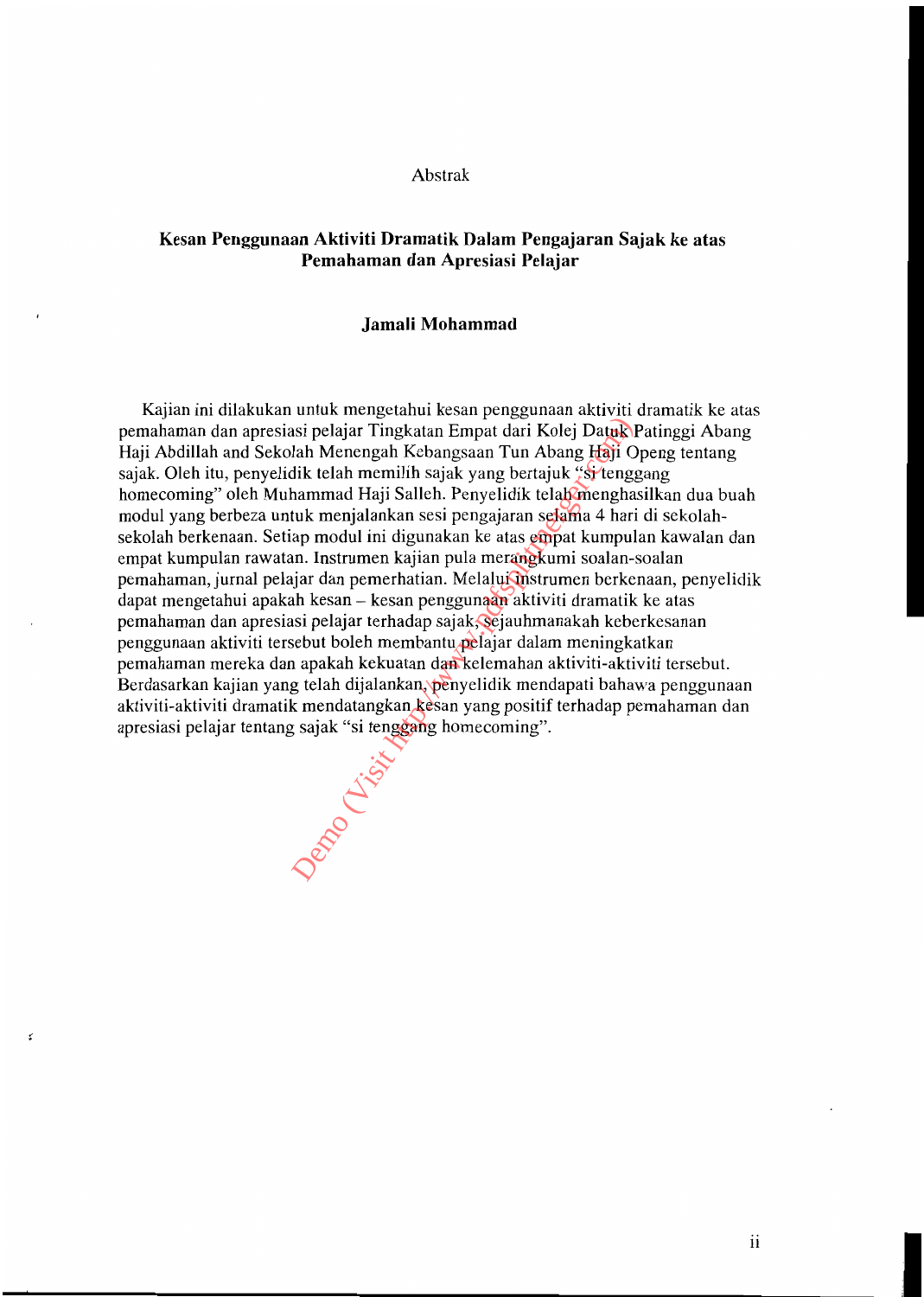# Abstrak

## Kesan Penggunaan Aktiviti Dramatik Dalam Pengajaran Sajak ke atas Pemahaman dan Apresiasi Pelajar

### Jamali Mohammad

Kajian ini dilakukan untuk mengetahui kesan penggunaan aktiviti dramatik ke atas pemahaman dan apresiasi pelajar Tingkatan Empat dari Kolej Datuk Patinggi Abang Haji Abdillah and Sekolah Menengah Kebangsaan Tun Abang Haji Openg tentang sajak. Oleh itu, penyelidik telah memilih sajak yang bertajuk "si tenggang homecoming" oleh Muhammad Haji Salleh. Penyelidik telah menghasilkan dua buah modul yang berbeza untuk menjalankan sesi pengajaran selama 4 hari di sekolah-sekolah berkenaan. Setiap modul ini digunakan ke atas empat kumpulan kawalan dan empat kumpulan rawatan. Instrumen kajian pula merangkumi soalan-soalan pemahaman, jurnal pelajar dan pemerhatian. Melalui instrumen berkenaan, penyelidik dapat mengetahui apakah kesan – kesan penggunaan aktiviti dramatik ke atas pemahaman dan apresiasi pelajar terhadap sajak, sejauhmanakah keberkesanan penggunaan aktiviti tersebut boleh membantu pelajar dalam meningkatkan pemahaman mereka dan apakah kekuatan dan kelemahan aktiviti-aktiviti tersebut. Berdasarkan kajian yang telah dijalankan, penyelidik mendapati bahawa penggunaan aktiviti-aktiviti dramatik mendatangkan kesan yang positif terhadap pemahaman dan apresiasi pelajar tentang sajak "si tenggang homecoming".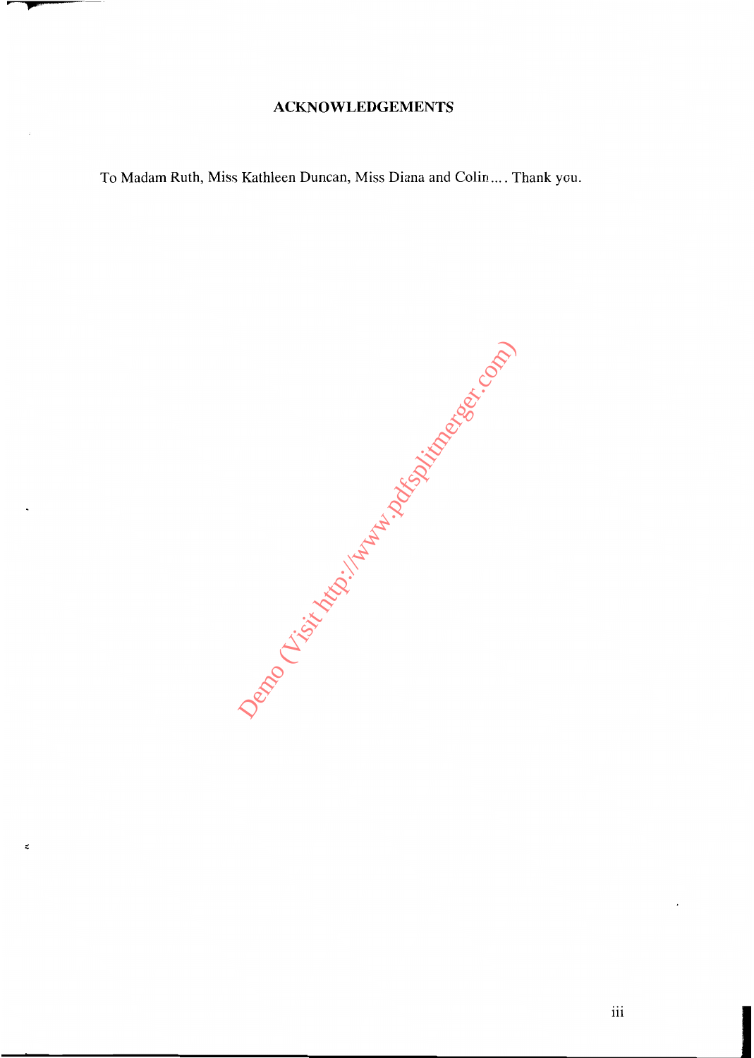# ACKNOWLEDGEMENTS

To Madam Ruth, Miss Kathleen Duncan, Miss Diana and Colin.... Thank you.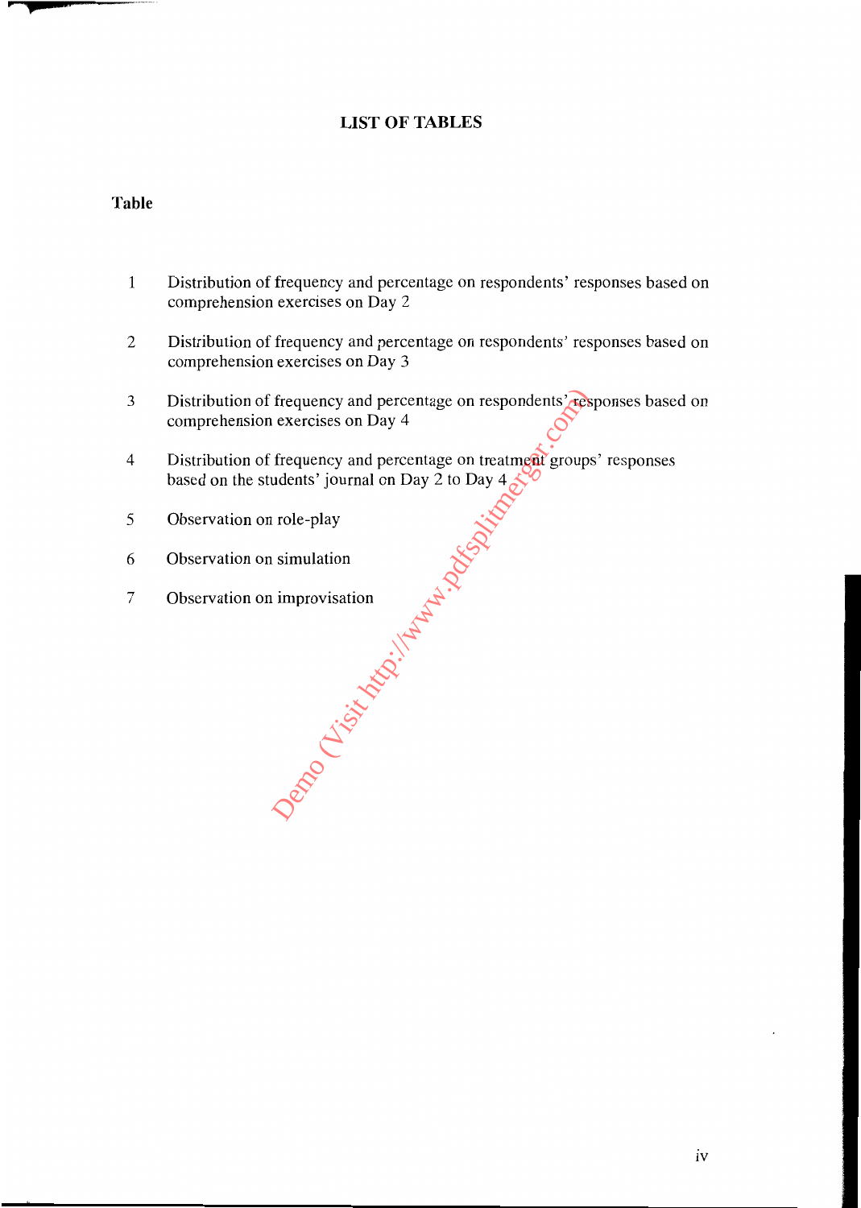# LIST OF TABLES

**Table**

| | |
|---|---|
| 1 | Distribution of frequency and percentage on respondents' responses based on comprehension exercises on Day 2 |
| 2 | Distribution of frequency and percentage on respondents' responses based on comprehension exercises on Day 3 |
| 3 | Distribution of frequency and percentage on respondents' responses based on comprehension exercises on Day 4 |
| 4 | Distribution of frequency and percentage on treatment groups' responses based on the students' journal on Day 2 to Day 4 |
| 5 | Observation on role-play |
| 6 | Observation on simulation |
| 7 | Observation on improvisation |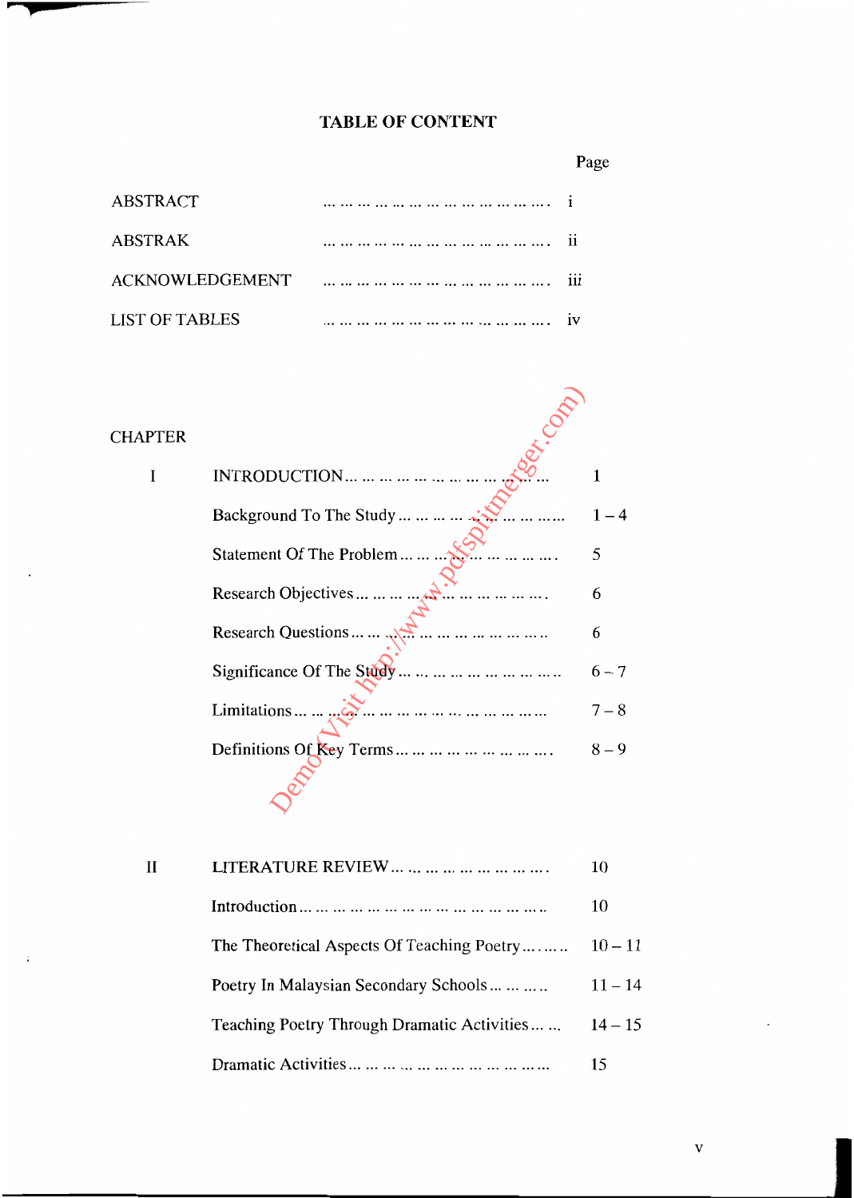# TABLE OF CONTENT

| | | Page |
|---|---|---|
| ABSTRACT | | i |
| ABSTRAK | | ii |
| ACKNOWLEDGEMENT | | iii |
| LIST OF TABLES | | iv |

CHAPTER

| | | |
|---|---|---|
| I | INTRODUCTION | 1 |
| | Background To The Study | 1 – 4 |
| | Statement Of The Problem | 5 |
| | Research Objectives | 6 |
| | Research Questions | 6 |
| | Significance Of The Study | 6 – 7 |
| | Limitations | 7 – 8 |
| | Definitions Of Key Terms | 8 – 9 |
| II | LITERATURE REVIEW | 10 |
| | Introduction | 10 |
| | The Theoretical Aspects Of Teaching Poetry | 10 – 11 |
| | Poetry In Malaysian Secondary Schools | 11 – 14 |
| | Teaching Poetry Through Dramatic Activities | 14 – 15 |
| | Dramatic Activities | 15 |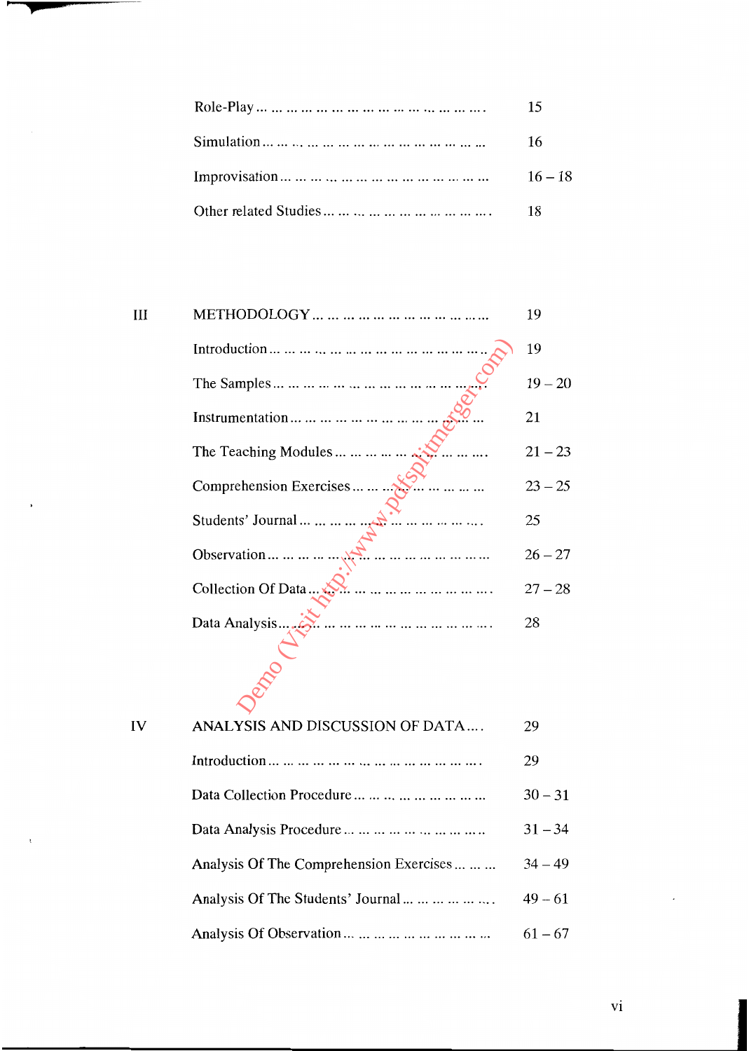| | | |
|---|---|---|
| | Role-Play | 15 |
| | Simulation | 16 |
| | Improvisation | 16 – 18 |
| | Other related Studies | 18 |
| III | METHODOLOGY | 19 |
| | Introduction | 19 |
| | The Samples | 19 – 20 |
| | Instrumentation | 21 |
| | The Teaching Modules | 21 – 23 |
| | Comprehension Exercises | 23 – 25 |
| | Students' Journal | 25 |
| | Observation | 26 – 27 |
| | Collection Of Data | 27 – 28 |
| | Data Analysis | 28 |
| IV | ANALYSIS AND DISCUSSION OF DATA | 29 |
| | Introduction | 29 |
| | Data Collection Procedure | 30 – 31 |
| | Data Analysis Procedure | 31 – 34 |
| | Analysis Of The Comprehension Exercises | 34 – 49 |
| | Analysis Of The Students' Journal | 49 – 61 |
| | Analysis Of Observation | 61 – 67 |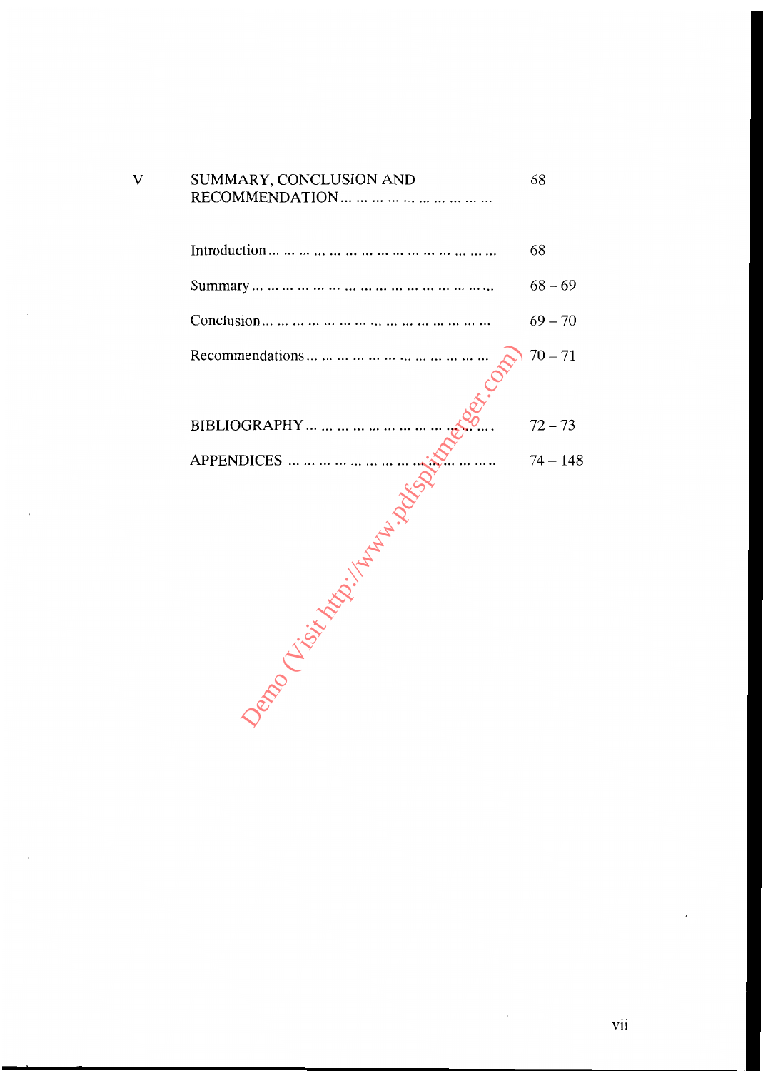| | | |
|---|---|---|
| V | SUMMARY, CONCLUSION AND RECOMMENDATION ... ... ... ... ... ... ... ... ... ... | 68 |
| | Introduction ... ... ... ... ... ... ... ... ... ... ... ... ... ... ... ... ... | 68 |
| | Summary ... ... ... ... ... ... ... ... ... ... ... ... ... ... ... ... ... ... | 68 – 69 |
| | Conclusion ... ... ... ... ... ... ... ... ... ... ... ... ... ... ... ... ... | 69 – 70 |
| | Recommendations ... ... ... ... ... ... ... ... ... ... ... ... ... ... | 70 – 71 |
| | BIBLIOGRAPHY ... ... ... ... ... ... ... ... ... ... ... ... ... ... | 72 – 73 |
| | APPENDICES ... ... ... ... ... ... ... ... ... ... ... ... ... ... ... | 74 – 148 |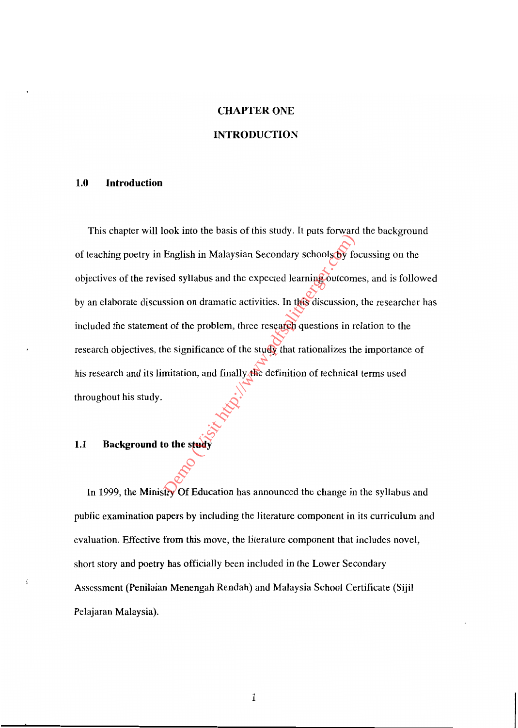# CHAPTER ONE

# INTRODUCTION

## 1.0 Introduction

This chapter will look into the basis of this study. It puts forward the background of teaching poetry in English in Malaysian Secondary schools by focussing on the objectives of the revised syllabus and the expected learning outcomes, and is followed by an elaborate discussion on dramatic activities. In this discussion, the researcher has included the statement of the problem, three research questions in relation to the research objectives, the significance of the study that rationalizes the importance of his research and its limitation, and finally the definition of technical terms used throughout his study.

## 1.1 Background to the study

In 1999, the Ministry Of Education has announced the change in the syllabus and public examination papers by including the literature component in its curriculum and evaluation. Effective from this move, the literature component that includes novel, short story and poetry has officially been included in the Lower Secondary Assessment (Penilaian Menengah Rendah) and Malaysia School Certificate (Sijil Pelajaran Malaysia).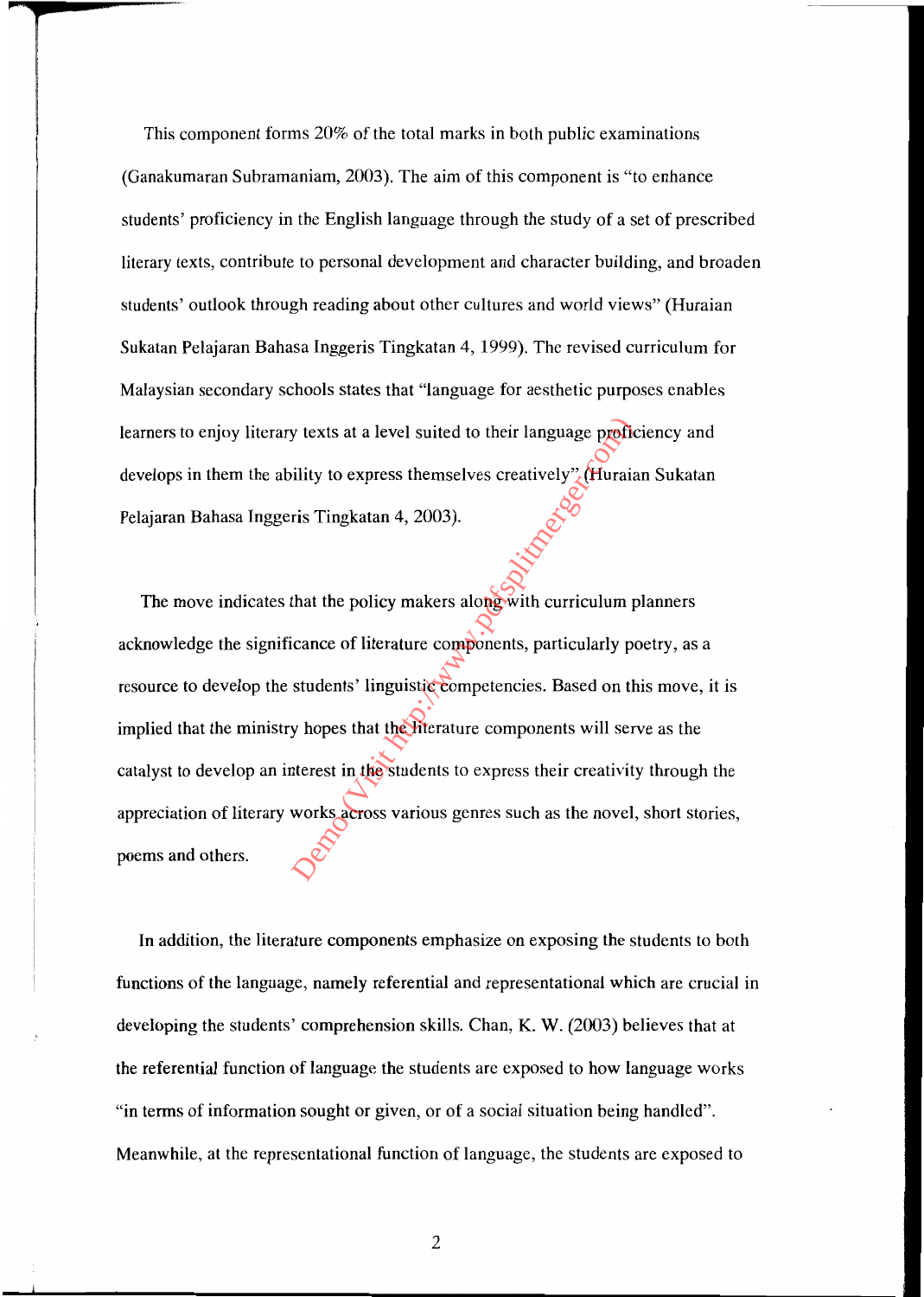This component forms 20% of the total marks in both public examinations (Ganakumaran Subramaniam, 2003). The aim of this component is "to enhance students' proficiency in the English language through the study of a set of prescribed literary texts, contribute to personal development and character building, and broaden students' outlook through reading about other cultures and world views" (Huraian Sukatan Pelajaran Bahasa Inggeris Tingkatan 4, 1999). The revised curriculum for Malaysian secondary schools states that "language for aesthetic purposes enables learners to enjoy literary texts at a level suited to their language proficiency and develops in them the ability to express themselves creatively" (Huraian Sukatan Pelajaran Bahasa Inggeris Tingkatan 4, 2003).

The move indicates that the policy makers along with curriculum planners acknowledge the significance of literature components, particularly poetry, as a resource to develop the students' linguistic competencies. Based on this move, it is implied that the ministry hopes that the literature components will serve as the catalyst to develop an interest in the students to express their creativity through the appreciation of literary works across various genres such as the novel, short stories, poems and others.

In addition, the literature components emphasize on exposing the students to both functions of the language, namely referential and representational which are crucial in developing the students' comprehension skills. Chan, K. W. (2003) believes that at the referential function of language the students are exposed to how language works "in terms of information sought or given, or of a social situation being handled". Meanwhile, at the representational function of language, the students are exposed to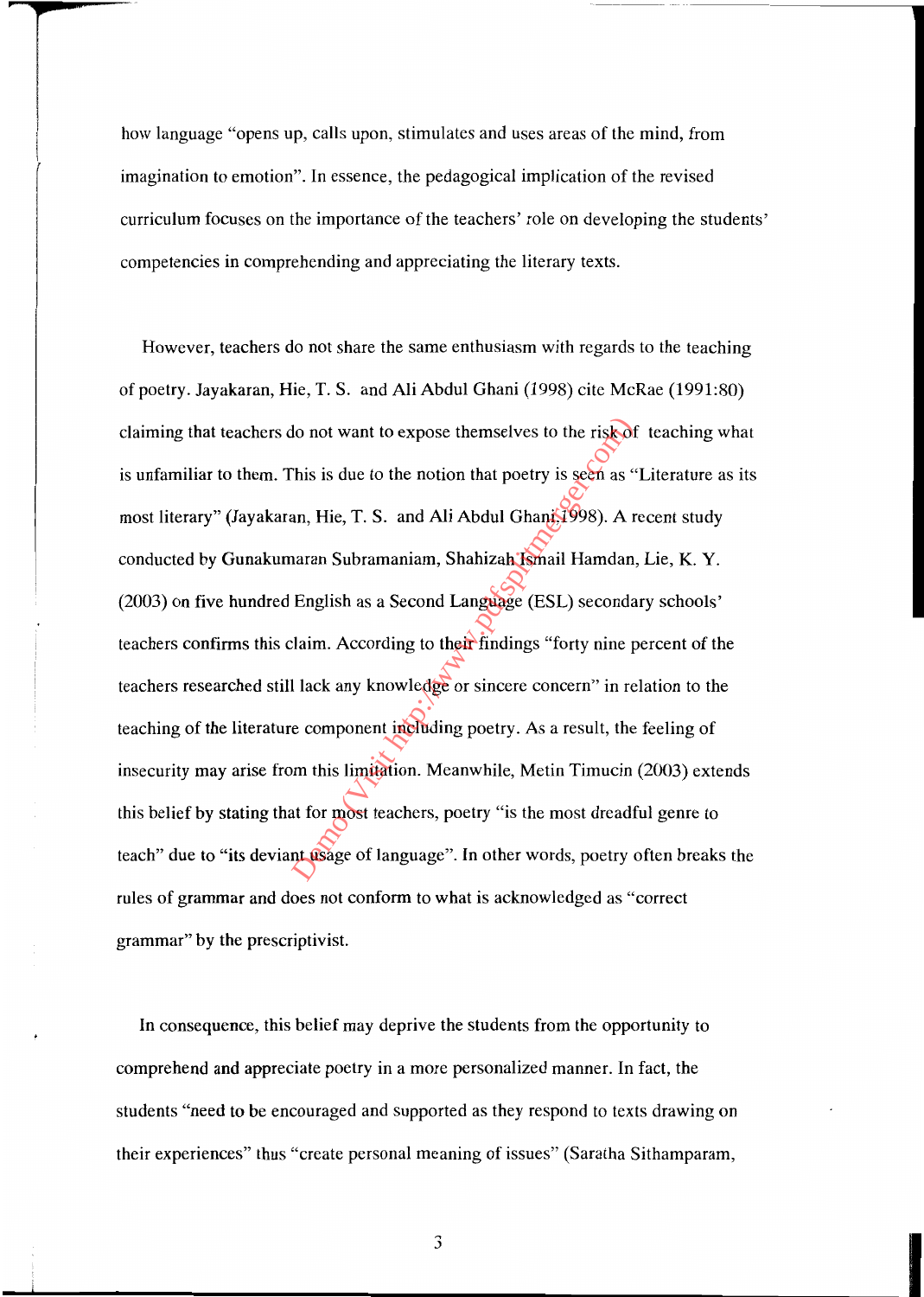how language "opens up, calls upon, stimulates and uses areas of the mind, from imagination to emotion". In essence, the pedagogical implication of the revised curriculum focuses on the importance of the teachers' role on developing the students' competencies in comprehending and appreciating the literary texts.

However, teachers do not share the same enthusiasm with regards to the teaching of poetry. Jayakaran, Hie, T. S. and Ali Abdul Ghani (1998) cite McRae (1991:80) claiming that teachers do not want to expose themselves to the risk of teaching what is unfamiliar to them. This is due to the notion that poetry is seen as "Literature as its most literary" (Jayakaran, Hie, T. S. and Ali Abdul Ghani 1998). A recent study conducted by Gunakumaran Subramaniam, Shahizah Ismail Hamdan, Lie, K. Y. (2003) on five hundred English as a Second Language (ESL) secondary schools' teachers confirms this claim. According to their findings "forty nine percent of the teachers researched still lack any knowledge or sincere concern" in relation to the teaching of the literature component including poetry. As a result, the feeling of insecurity may arise from this limitation. Meanwhile, Metin Timucin (2003) extends this belief by stating that for most teachers, poetry "is the most dreadful genre to teach" due to "its deviant usage of language". In other words, poetry often breaks the rules of grammar and does not conform to what is acknowledged as "correct grammar" by the prescriptivist.

In consequence, this belief may deprive the students from the opportunity to comprehend and appreciate poetry in a more personalized manner. In fact, the students "need to be encouraged and supported as they respond to texts drawing on their experiences" thus "create personal meaning of issues" (Saratha Sithamparam,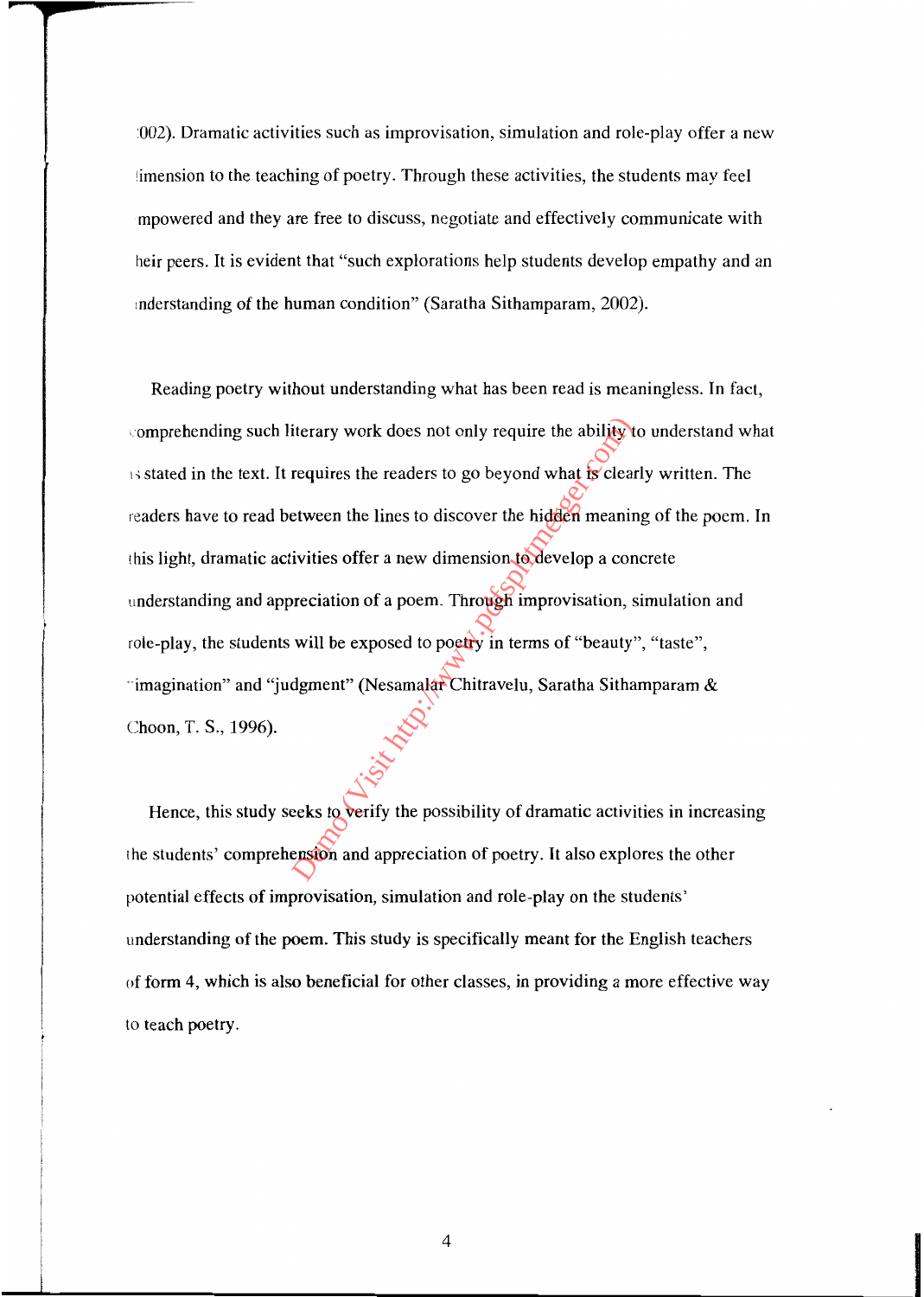002). Dramatic activities such as improvisation, simulation and role-play offer a new dimension to the teaching of poetry. Through these activities, the students may feel empowered and they are free to discuss, negotiate and effectively communicate with their peers. It is evident that "such explorations help students develop empathy and an understanding of the human condition" (Saratha Sithamparam, 2002).

Reading poetry without understanding what has been read is meaningless. In fact, comprehending such literary work does not only require the ability to understand what is stated in the text. It requires the readers to go beyond what is clearly written. The readers have to read between the lines to discover the hidden meaning of the poem. In this light, dramatic activities offer a new dimension to develop a concrete understanding and appreciation of a poem. Through improvisation, simulation and role-play, the students will be exposed to poetry in terms of "beauty", "taste", "imagination" and "judgment" (Nesamalar Chitravelu, Saratha Sithamparam & Choon, T. S., 1996).

Hence, this study seeks to verify the possibility of dramatic activities in increasing the students' comprehension and appreciation of poetry. It also explores the other potential effects of improvisation, simulation and role-play on the students' understanding of the poem. This study is specifically meant for the English teachers of form 4, which is also beneficial for other classes, in providing a more effective way to teach poetry.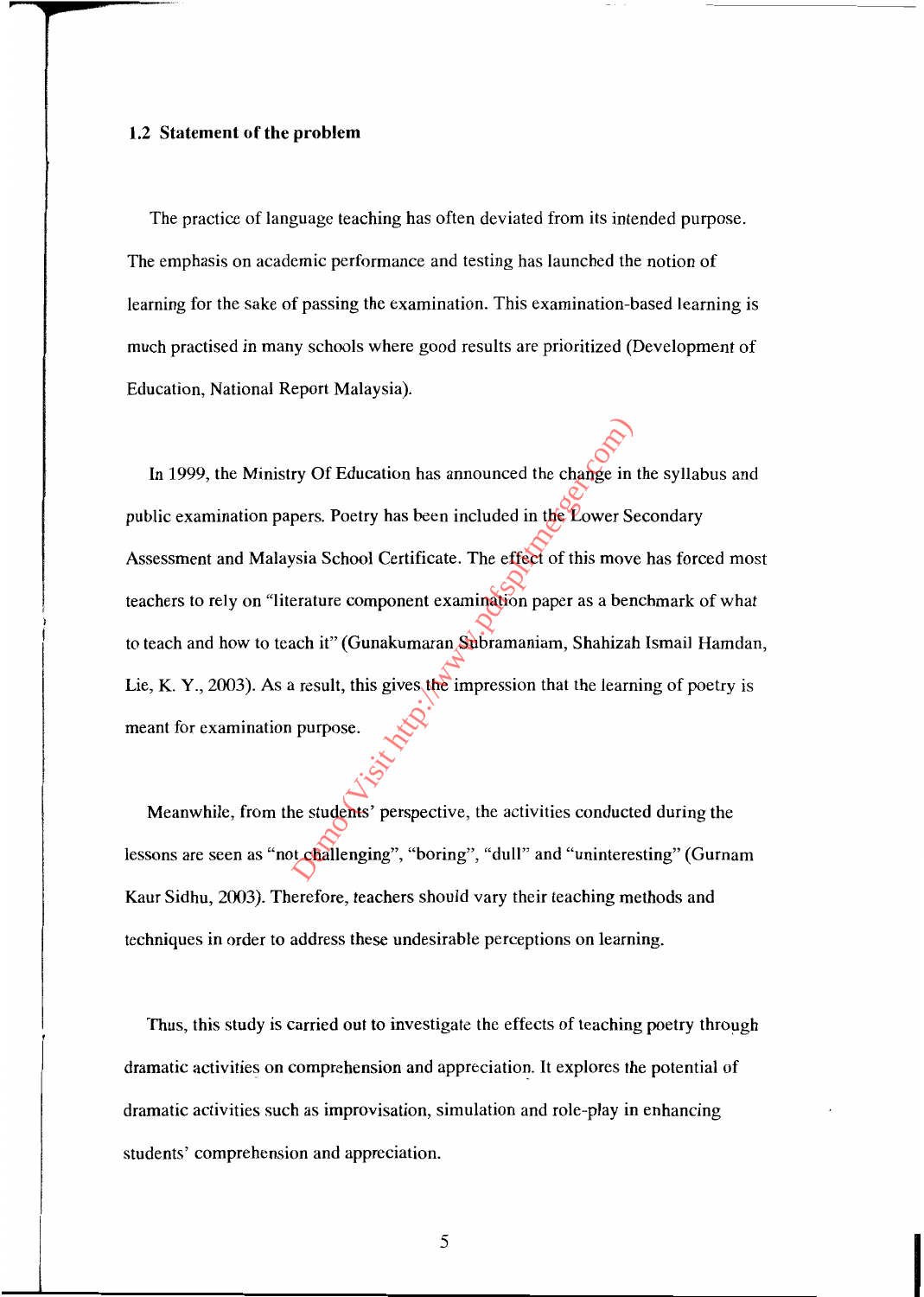## 1.2 Statement of the problem

The practice of language teaching has often deviated from its intended purpose. The emphasis on academic performance and testing has launched the notion of learning for the sake of passing the examination. This examination-based learning is much practised in many schools where good results are prioritized (Development of Education, National Report Malaysia).

In 1999, the Ministry Of Education has announced the change in the syllabus and public examination papers. Poetry has been included in the Lower Secondary Assessment and Malaysia School Certificate. The effect of this move has forced most teachers to rely on "literature component examination paper as a benchmark of what to teach and how to teach it" (Gunakumaran Subramaniam, Shahizah Ismail Hamdan, Lie, K. Y., 2003). As a result, this gives the impression that the learning of poetry is meant for examination purpose.

Meanwhile, from the students' perspective, the activities conducted during the lessons are seen as "not challenging", "boring", "dull" and "uninteresting" (Gurnam Kaur Sidhu, 2003). Therefore, teachers should vary their teaching methods and techniques in order to address these undesirable perceptions on learning.

Thus, this study is carried out to investigate the effects of teaching poetry through dramatic activities on comprehension and appreciation. It explores the potential of dramatic activities such as improvisation, simulation and role-play in enhancing students' comprehension and appreciation.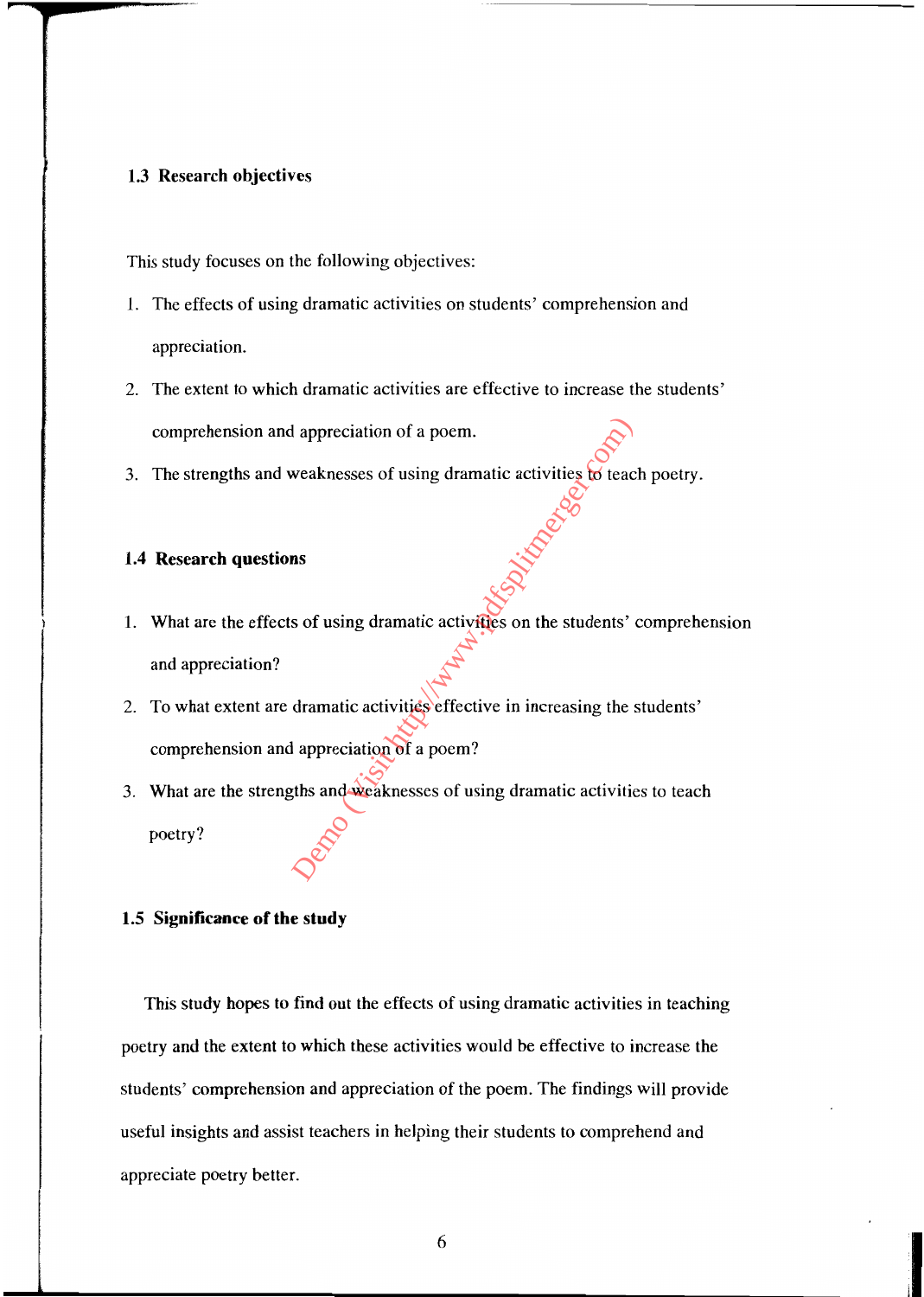### 1.3 Research objectives

This study focuses on the following objectives:

1. The effects of using dramatic activities on students' comprehension and appreciation.
2. The extent to which dramatic activities are effective to increase the students' comprehension and appreciation of a poem.
3. The strengths and weaknesses of using dramatic activities to teach poetry.

### 1.4 Research questions

1. What are the effects of using dramatic activities on the students' comprehension and appreciation?
2. To what extent are dramatic activities effective in increasing the students' comprehension and appreciation of a poem?
3. What are the strengths and weaknesses of using dramatic activities to teach poetry?

### 1.5 Significance of the study

This study hopes to find out the effects of using dramatic activities in teaching poetry and the extent to which these activities would be effective to increase the students' comprehension and appreciation of the poem. The findings will provide useful insights and assist teachers in helping their students to comprehend and appreciate poetry better.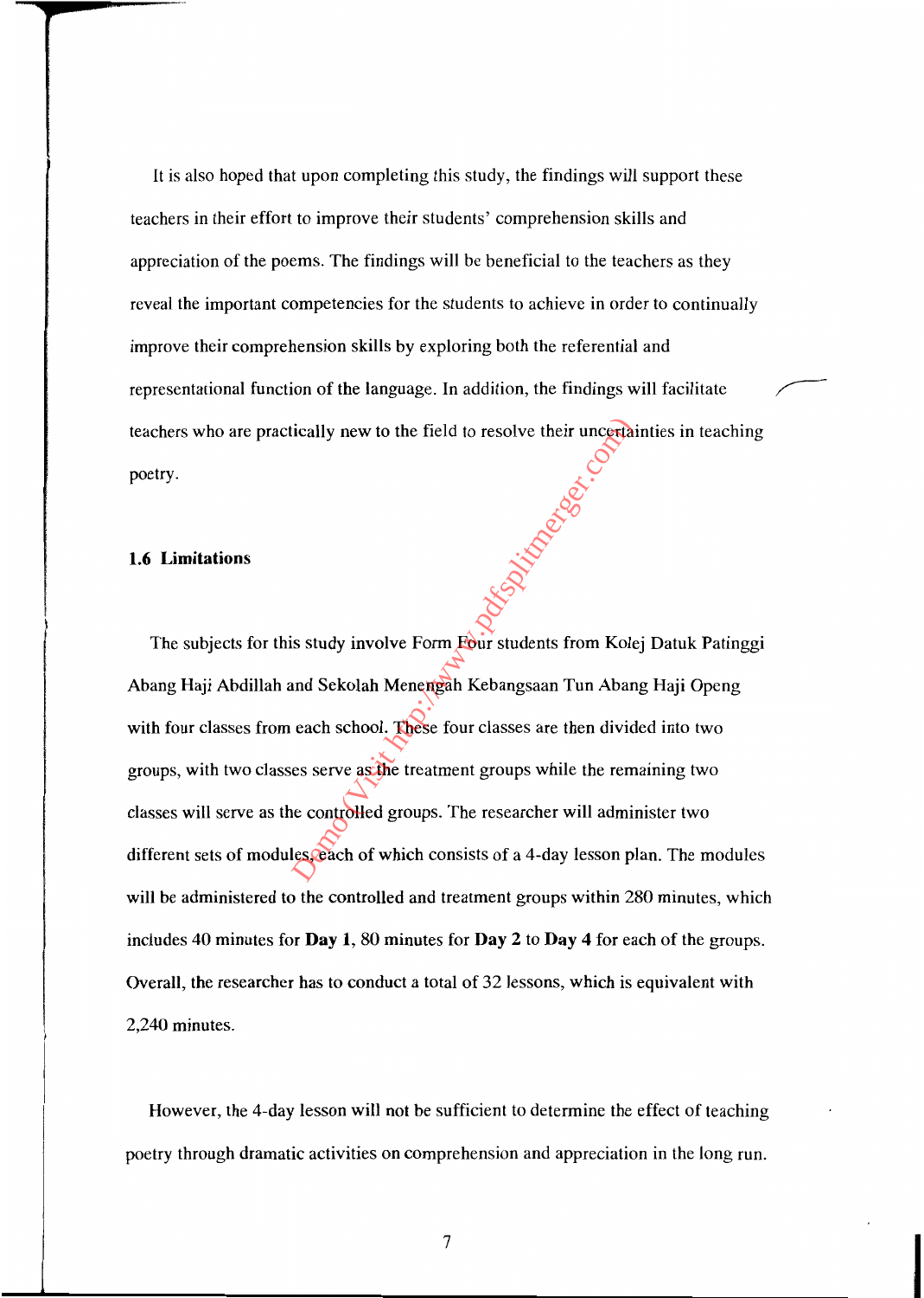It is also hoped that upon completing this study, the findings will support these teachers in their effort to improve their students' comprehension skills and appreciation of the poems. The findings will be beneficial to the teachers as they reveal the important competencies for the students to achieve in order to continually improve their comprehension skills by exploring both the referential and representational function of the language. In addition, the findings will facilitate teachers who are practically new to the field to resolve their uncertainties in teaching poetry.

## 1.6 Limitations

The subjects for this study involve Form Four students from Kolej Datuk Patinggi Abang Haji Abdillah and Sekolah Menengah Kebangsaan Tun Abang Haji Openg with four classes from each school. These four classes are then divided into two groups, with two classes serve as the treatment groups while the remaining two classes will serve as the controlled groups. The researcher will administer two different sets of modules, each of which consists of a 4-day lesson plan. The modules will be administered to the controlled and treatment groups within 280 minutes, which includes 40 minutes for **Day 1**, 80 minutes for **Day 2** to **Day 4** for each of the groups. Overall, the researcher has to conduct a total of 32 lessons, which is equivalent with 2,240 minutes.

However, the 4-day lesson will not be sufficient to determine the effect of teaching poetry through dramatic activities on comprehension and appreciation in the long run.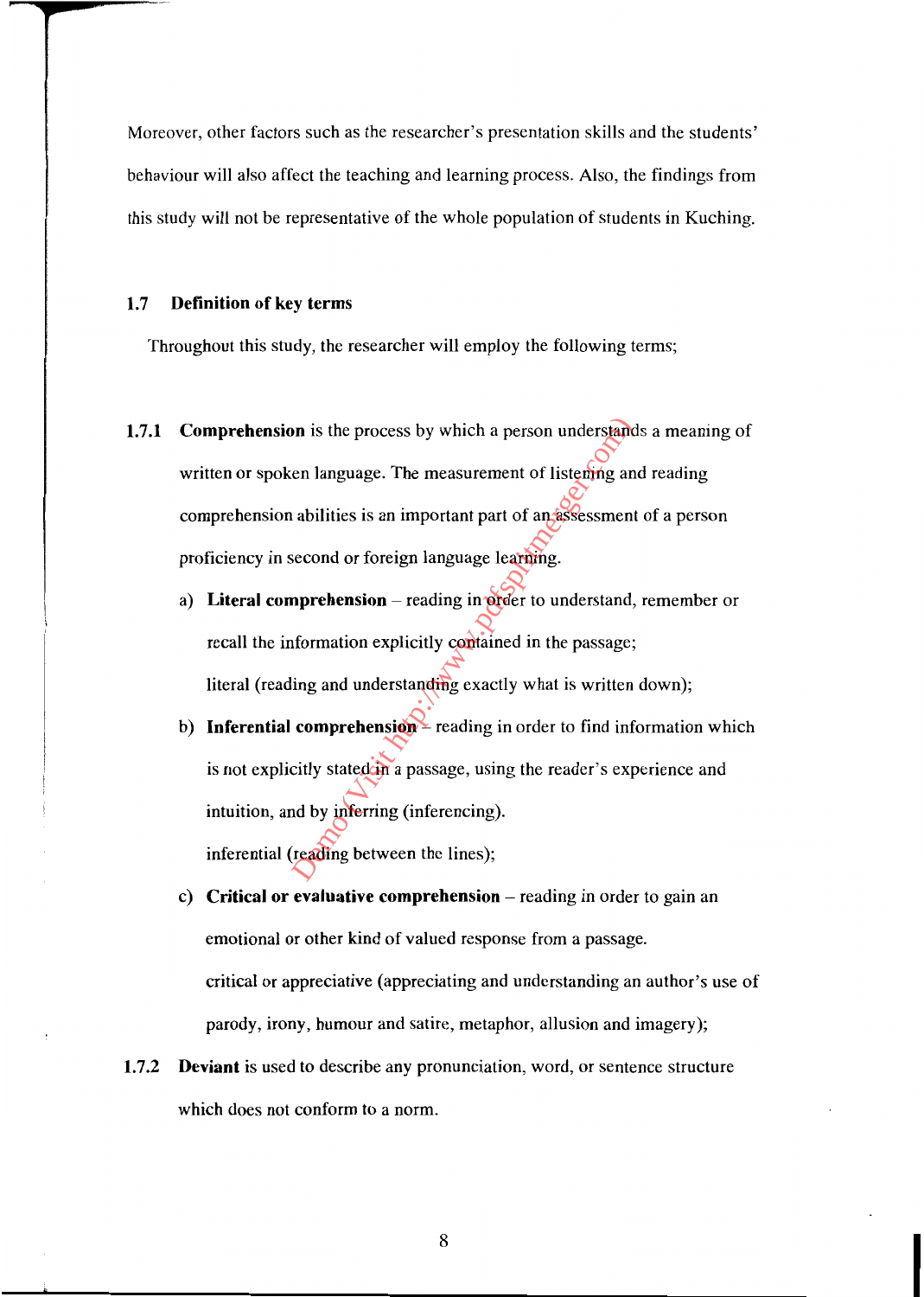Moreover, other factors such as the researcher's presentation skills and the students' behaviour will also affect the teaching and learning process. Also, the findings from this study will not be representative of the whole population of students in Kuching.

## 1.7 Definition of key terms

Throughout this study, the researcher will employ the following terms;

**1.7.1 Comprehension** is the process by which a person understands a meaning of written or spoken language. The measurement of listening and reading comprehension abilities is an important part of an assessment of a person proficiency in second or foreign language learning.

a) **Literal comprehension** – reading in order to understand, remember or recall the information explicitly contained in the passage; literal (reading and understanding exactly what is written down);

b) **Inferential comprehension** – reading in order to find information which is not explicitly stated in a passage, using the reader's experience and intuition, and by inferring (inferencing). inferential (reading between the lines);

c) **Critical or evaluative comprehension** – reading in order to gain an emotional or other kind of valued response from a passage. critical or appreciative (appreciating and understanding an author's use of parody, irony, humour and satire, metaphor, allusion and imagery);

**1.7.2 Deviant** is used to describe any pronunciation, word, or sentence structure which does not conform to a norm.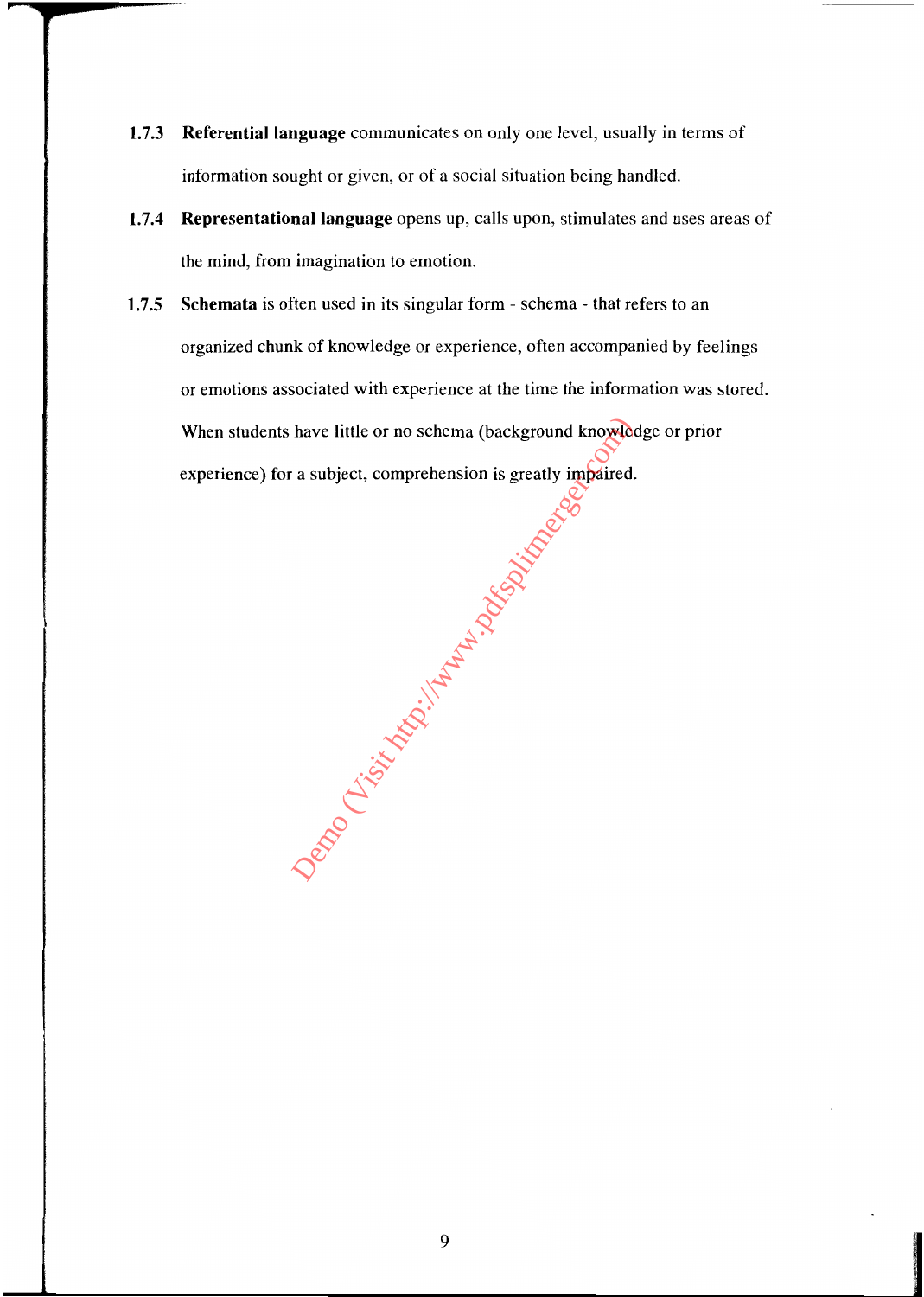**1.7.3** **Referential language** communicates on only one level, usually in terms of information sought or given, or of a social situation being handled.

**1.7.4** **Representational language** opens up, calls upon, stimulates and uses areas of the mind, from imagination to emotion.

**1.7.5** **Schemata** is often used in its singular form - schema - that refers to an organized chunk of knowledge or experience, often accompanied by feelings or emotions associated with experience at the time the information was stored. When students have little or no schema (background knowledge or prior experience) for a subject, comprehension is greatly impaired.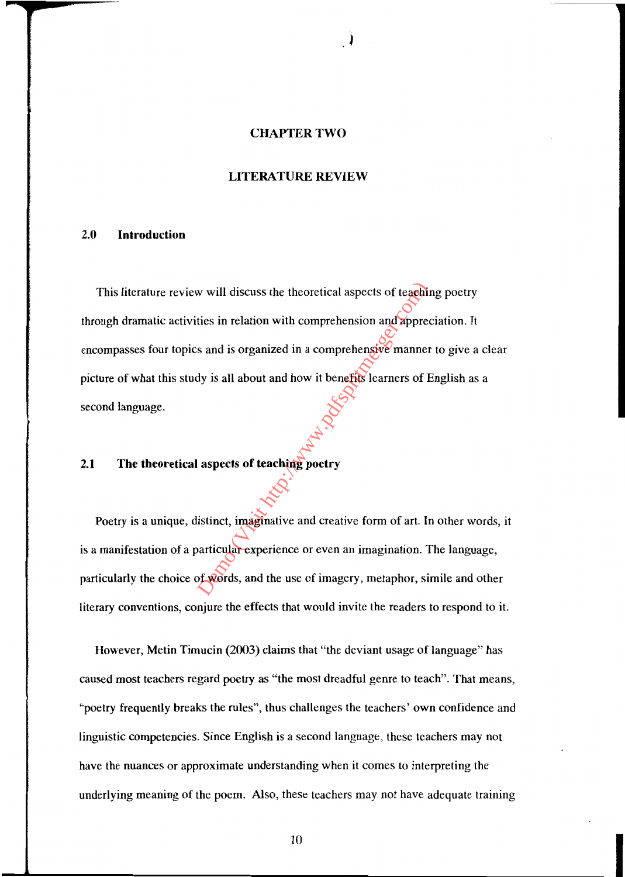# CHAPTER TWO

## LITERATURE REVIEW

### 2.0 Introduction

This literature review will discuss the theoretical aspects of teaching poetry through dramatic activities in relation with comprehension and appreciation. It encompasses four topics and is organized in a comprehensive manner to give a clear picture of what this study is all about and how it benefits learners of English as a second language.

### 2.1 The theoretical aspects of teaching poetry

Poetry is a unique, distinct, imaginative and creative form of art. In other words, it is a manifestation of a particular experience or even an imagination. The language, particularly the choice of words, and the use of imagery, metaphor, simile and other literary conventions, conjure the effects that would invite the readers to respond to it.

However, Metin Timucin (2003) claims that "the deviant usage of language" has caused most teachers regard poetry as "the most dreadful genre to teach". That means, "poetry frequently breaks the rules", thus challenges the teachers' own confidence and linguistic competencies. Since English is a second language, these teachers may not have the nuances or approximate understanding when it comes to interpreting the underlying meaning of the poem. Also, these teachers may not have adequate training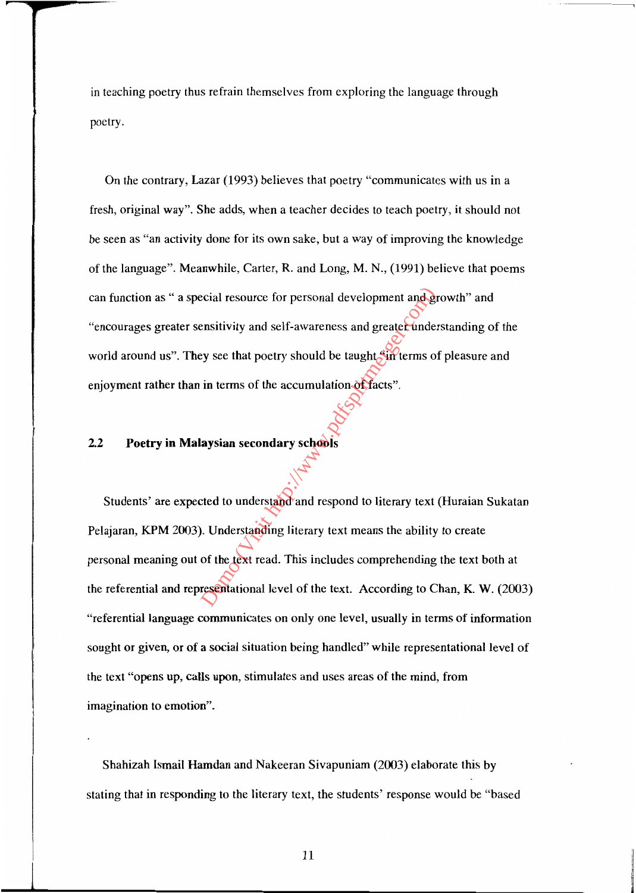in teaching poetry thus refrain themselves from exploring the language through poetry.

On the contrary, Lazar (1993) believes that poetry "communicates with us in a fresh, original way". She adds, when a teacher decides to teach poetry, it should not be seen as "an activity done for its own sake, but a way of improving the knowledge of the language". Meanwhile, Carter, R. and Long, M. N., (1991) believe that poems can function as " a special resource for personal development and growth" and "encourages greater sensitivity and self-awareness and greater understanding of the world around us". They see that poetry should be taught "in terms of pleasure and enjoyment rather than in terms of the accumulation of facts".

## 2.2 Poetry in Malaysian secondary schools

Students' are expected to understand and respond to literary text (Huraian Sukatan Pelajaran, KPM 2003). Understanding literary text means the ability to create personal meaning out of the text read. This includes comprehending the text both at the referential and representational level of the text. According to Chan, K. W. (2003) "referential language communicates on only one level, usually in terms of information sought or given, or of a social situation being handled" while representational level of the text "opens up, calls upon, stimulates and uses areas of the mind, from imagination to emotion".

Shahizah Ismail Hamdan and Nakeeran Sivapuniam (2003) elaborate this by stating that in responding to the literary text, the students' response would be "based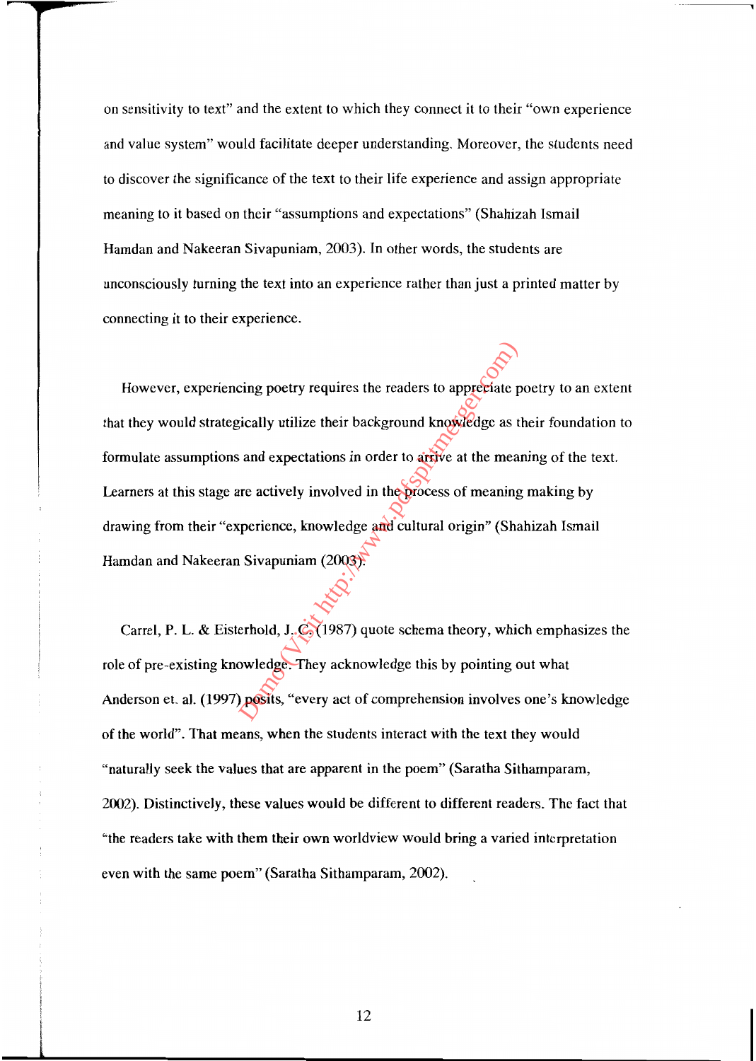on sensitivity to text" and the extent to which they connect it to their "own experience and value system" would facilitate deeper understanding. Moreover, the students need to discover the significance of the text to their life experience and assign appropriate meaning to it based on their "assumptions and expectations" (Shahizah Ismail Hamdan and Nakeeran Sivapuniam, 2003). In other words, the students are unconsciously turning the text into an experience rather than just a printed matter by connecting it to their experience.

However, experiencing poetry requires the readers to appreciate poetry to an extent that they would strategically utilize their background knowledge as their foundation to formulate assumptions and expectations in order to arrive at the meaning of the text. Learners at this stage are actively involved in the process of meaning making by drawing from their "experience, knowledge and cultural origin" (Shahizah Ismail Hamdan and Nakeeran Sivapuniam (2003).

Carrel, P. L. & Eisterhold, J. C. (1987) quote schema theory, which emphasizes the role of pre-existing knowledge. They acknowledge this by pointing out what Anderson et. al. (1997) posits, "every act of comprehension involves one's knowledge of the world". That means, when the students interact with the text they would "naturally seek the values that are apparent in the poem" (Saratha Sithamparam, 2002). Distinctively, these values would be different to different readers. The fact that "the readers take with them their own worldview would bring a varied interpretation even with the same poem" (Saratha Sithamparam, 2002).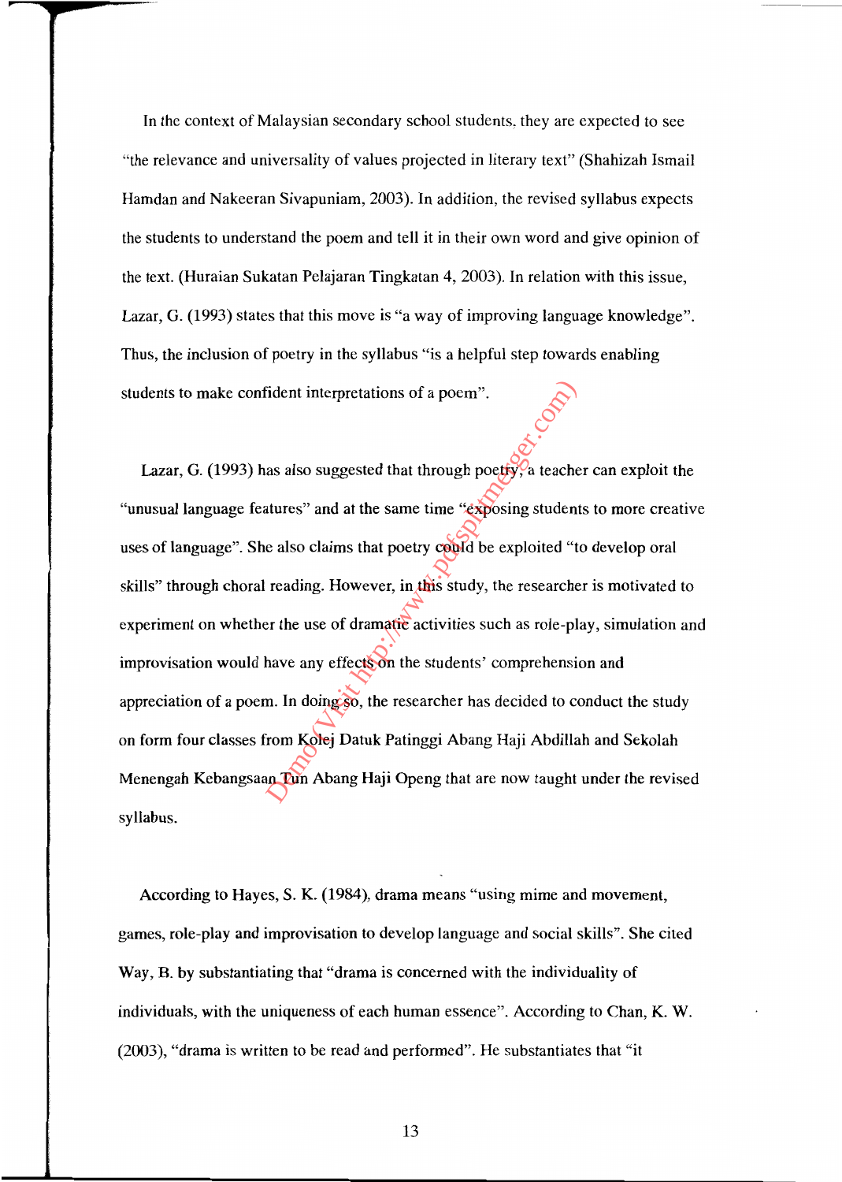In the context of Malaysian secondary school students, they are expected to see "the relevance and universality of values projected in literary text" (Shahizah Ismail Hamdan and Nakeeran Sivapuniam, 2003). In addition, the revised syllabus expects the students to understand the poem and tell it in their own word and give opinion of the text. (Huraian Sukatan Pelajaran Tingkatan 4, 2003). In relation with this issue, Lazar, G. (1993) states that this move is "a way of improving language knowledge". Thus, the inclusion of poetry in the syllabus "is a helpful step towards enabling students to make confident interpretations of a poem".

Lazar, G. (1993) has also suggested that through poetry, a teacher can exploit the "unusual language features" and at the same time "exposing students to more creative uses of language". She also claims that poetry could be exploited "to develop oral skills" through choral reading. However, in this study, the researcher is motivated to experiment on whether the use of dramatic activities such as role-play, simulation and improvisation would have any effects on the students' comprehension and appreciation of a poem. In doing so, the researcher has decided to conduct the study on form four classes from Kolej Datuk Patinggi Abang Haji Abdillah and Sekolah Menengah Kebangsaan Tun Abang Haji Openg that are now taught under the revised syllabus.

According to Hayes, S. K. (1984), drama means "using mime and movement, games, role-play and improvisation to develop language and social skills". She cited Way, B. by substantiating that "drama is concerned with the individuality of individuals, with the uniqueness of each human essence". According to Chan, K. W. (2003), "drama is written to be read and performed". He substantiates that "it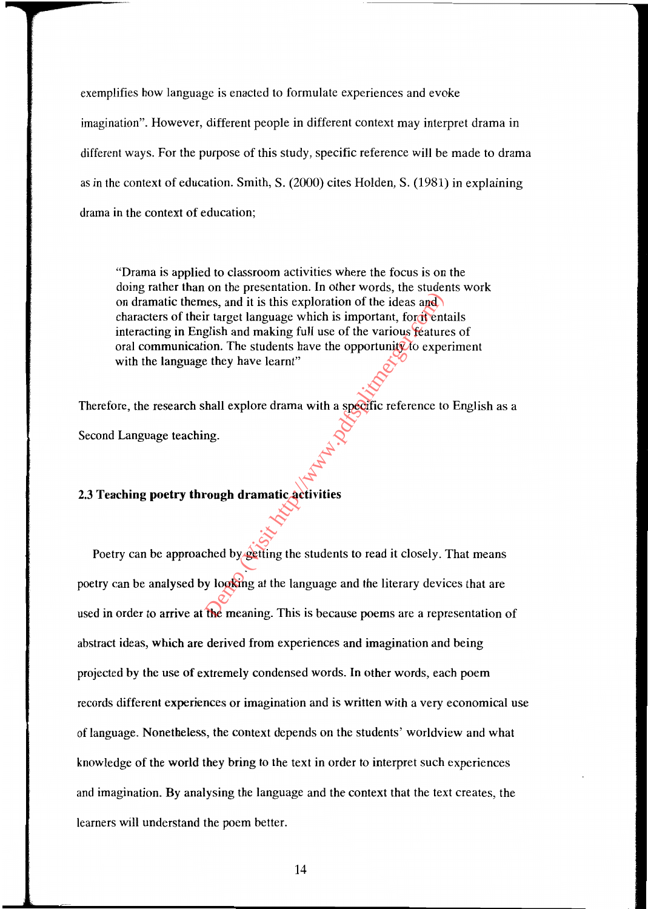exemplifies how language is enacted to formulate experiences and evoke imagination". However, different people in different context may interpret drama in different ways. For the purpose of this study, specific reference will be made to drama as in the context of education. Smith, S. (2000) cites Holden, S. (1981) in explaining drama in the context of education;

> "Drama is applied to classroom activities where the focus is on the doing rather than on the presentation. In other words, the students work on dramatic themes, and it is this exploration of the ideas and characters of their target language which is important, for it entails interacting in English and making full use of the various features of oral communication. The students have the opportunity to experiment with the language they have learnt"

Therefore, the research shall explore drama with a specific reference to English as a Second Language teaching.

## 2.3 Teaching poetry through dramatic activities

Poetry can be approached by getting the students to read it closely. That means poetry can be analysed by looking at the language and the literary devices that are used in order to arrive at the meaning. This is because poems are a representation of abstract ideas, which are derived from experiences and imagination and being projected by the use of extremely condensed words. In other words, each poem records different experiences or imagination and is written with a very economical use of language. Nonetheless, the context depends on the students' worldview and what knowledge of the world they bring to the text in order to interpret such experiences and imagination. By analysing the language and the context that the text creates, the learners will understand the poem better.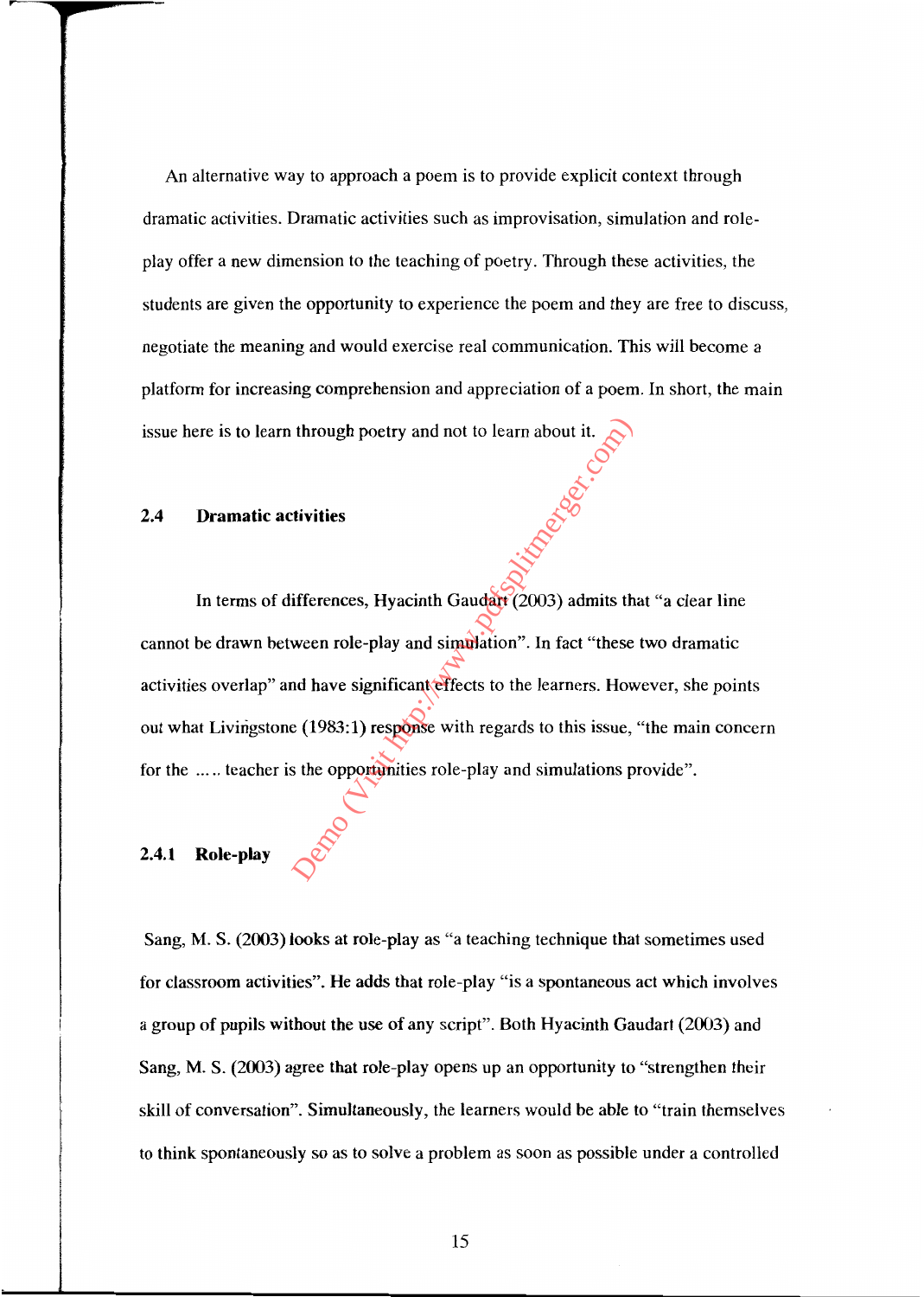An alternative way to approach a poem is to provide explicit context through dramatic activities. Dramatic activities such as improvisation, simulation and role-play offer a new dimension to the teaching of poetry. Through these activities, the students are given the opportunity to experience the poem and they are free to discuss, negotiate the meaning and would exercise real communication. This will become a platform for increasing comprehension and appreciation of a poem. In short, the main issue here is to learn through poetry and not to learn about it.

## 2.4 Dramatic activities

In terms of differences, Hyacinth Gaudart (2003) admits that "a clear line cannot be drawn between role-play and simulation". In fact "these two dramatic activities overlap" and have significant effects to the learners. However, she points out what Livingstone (1983:1) response with regards to this issue, "the main concern for the ..... teacher is the opportunities role-play and simulations provide".

### 2.4.1 Role-play

Sang, M. S. (2003) looks at role-play as "a teaching technique that sometimes used for classroom activities". He adds that role-play "is a spontaneous act which involves a group of pupils without the use of any script". Both Hyacinth Gaudart (2003) and Sang, M. S. (2003) agree that role-play opens up an opportunity to "strengthen their skill of conversation". Simultaneously, the learners would be able to "train themselves to think spontaneously so as to solve a problem as soon as possible under a controlled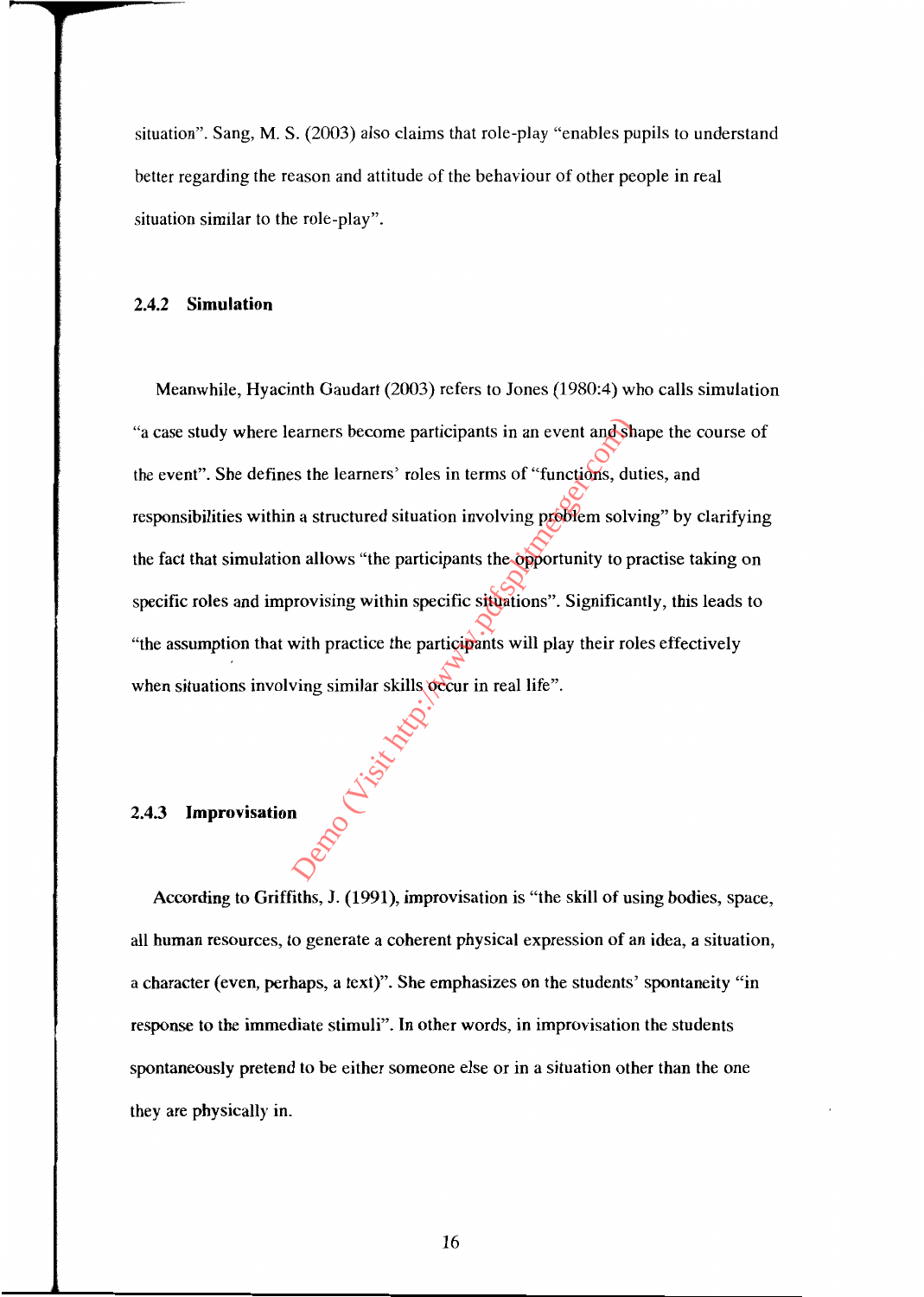situation". Sang, M. S. (2003) also claims that role-play "enables pupils to understand better regarding the reason and attitude of the behaviour of other people in real situation similar to the role-play".

### 2.4.2 Simulation

Meanwhile, Hyacinth Gaudart (2003) refers to Jones (1980:4) who calls simulation "a case study where learners become participants in an event and shape the course of the event". She defines the learners' roles in terms of "functions, duties, and responsibilities within a structured situation involving problem solving" by clarifying the fact that simulation allows "the participants the opportunity to practise taking on specific roles and improvising within specific situations". Significantly, this leads to "the assumption that with practice the participants will play their roles effectively when situations involving similar skills occur in real life".

### 2.4.3 Improvisation

According to Griffiths, J. (1991), improvisation is "the skill of using bodies, space, all human resources, to generate a coherent physical expression of an idea, a situation, a character (even, perhaps, a text)". She emphasizes on the students' spontaneity "in response to the immediate stimuli". In other words, in improvisation the students spontaneously pretend to be either someone else or in a situation other than the one they are physically in.